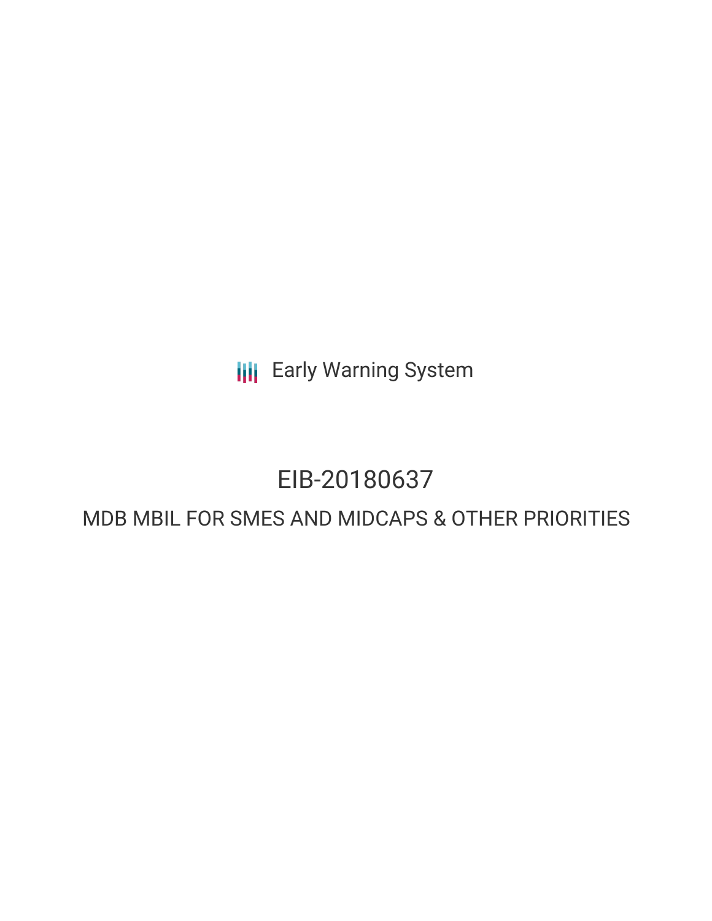Early Warning System

# EIB-20180637

## MDB MBIL FOR SMES AND MIDCAPS & OTHER PRIORITIES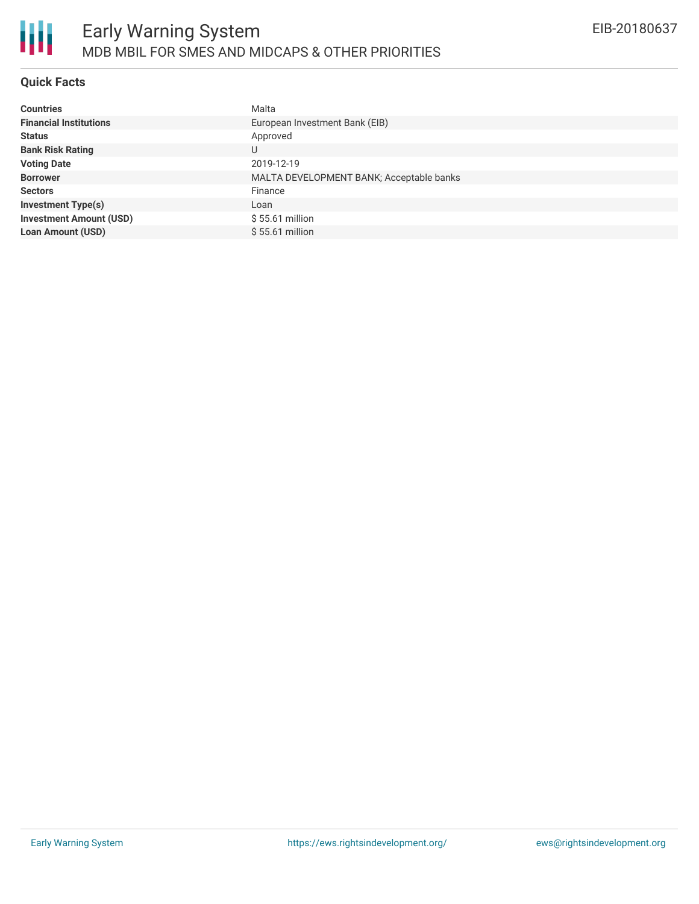# Early Warning System

## MDB MBIL FOR SMES AND MIDCAPS & OTHER PRIORITIES

EIB-20180637

### Quick Facts

| | |
|---|---|
| **Countries** | Malta |
| **Financial Institutions** | European Investment Bank (EIB) |
| **Status** | Approved |
| **Bank Risk Rating** | U |
| **Voting Date** | 2019-12-19 |
| **Borrower** | MALTA DEVELOPMENT BANK; Acceptable banks |
| **Sectors** | Finance |
| **Investment Type(s)** | Loan |
| **Investment Amount (USD)** | $ 55.61 million |
| **Loan Amount (USD)** | $ 55.61 million |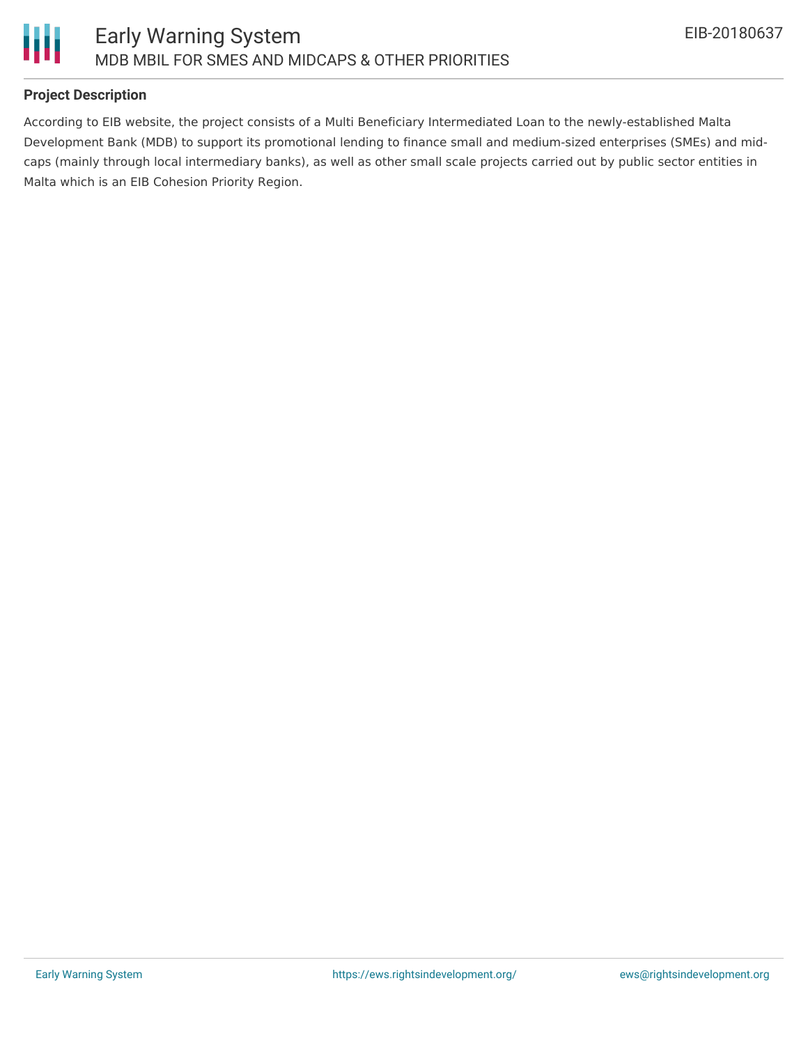## Project Description

According to EIB website, the project consists of a Multi Beneficiary Intermediated Loan to the newly-established Malta Development Bank (MDB) to support its promotional lending to finance small and medium-sized enterprises (SMEs) and mid-caps (mainly through local intermediary banks), as well as other small scale projects carried out by public sector entities in Malta which is an EIB Cohesion Priority Region.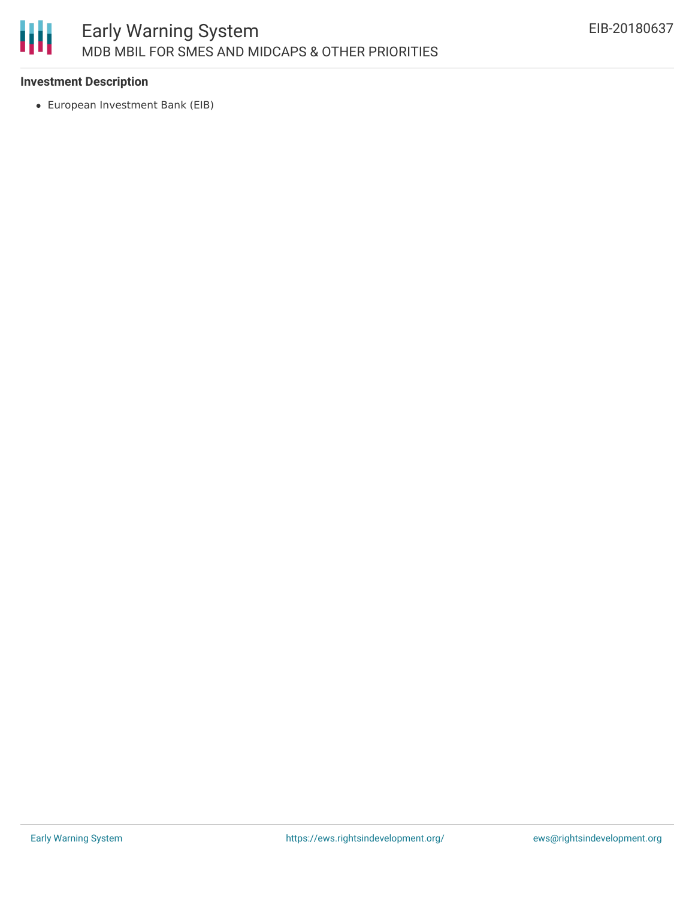**Investment Description**

- European Investment Bank (EIB)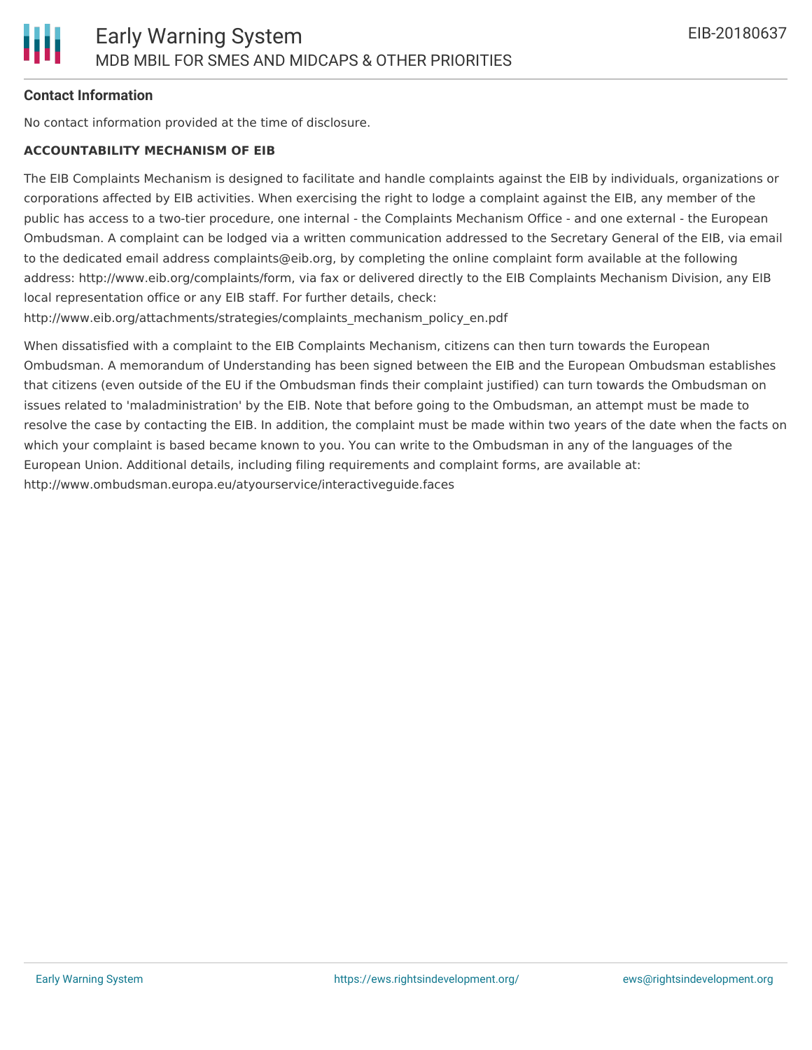**Contact Information**

No contact information provided at the time of disclosure.

**ACCOUNTABILITY MECHANISM OF EIB**

The EIB Complaints Mechanism is designed to facilitate and handle complaints against the EIB by individuals, organizations or corporations affected by EIB activities. When exercising the right to lodge a complaint against the EIB, any member of the public has access to a two-tier procedure, one internal - the Complaints Mechanism Office - and one external - the European Ombudsman. A complaint can be lodged via a written communication addressed to the Secretary General of the EIB, via email to the dedicated email address complaints@eib.org, by completing the online complaint form available at the following address: http://www.eib.org/complaints/form, via fax or delivered directly to the EIB Complaints Mechanism Division, any EIB local representation office or any EIB staff. For further details, check: http://www.eib.org/attachments/strategies/complaints_mechanism_policy_en.pdf

When dissatisfied with a complaint to the EIB Complaints Mechanism, citizens can then turn towards the European Ombudsman. A memorandum of Understanding has been signed between the EIB and the European Ombudsman establishes that citizens (even outside of the EU if the Ombudsman finds their complaint justified) can turn towards the Ombudsman on issues related to 'maladministration' by the EIB. Note that before going to the Ombudsman, an attempt must be made to resolve the case by contacting the EIB. In addition, the complaint must be made within two years of the date when the facts on which your complaint is based became known to you. You can write to the Ombudsman in any of the languages of the European Union. Additional details, including filing requirements and complaint forms, are available at: http://www.ombudsman.europa.eu/atyourservice/interactiveguide.faces